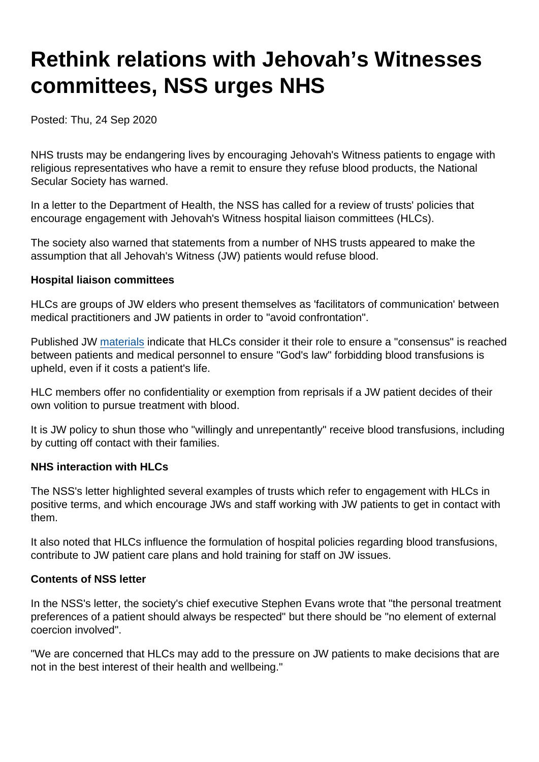# Rethink relations with Jehovah's Witnesses committees, NSS urges NHS

Posted: Thu, 24 Sep 2020

NHS trusts may be endangering lives by encouraging Jehovah's Witness patients to engage with religious representatives who have a remit to ensure they refuse blood products, the National Secular Society has warned.

In a letter to the Department of Health, the NSS has called for a review of trusts' policies that encourage engagement with Jehovah's Witness hospital liaison committees (HLCs).

The society also warned that statements from a number of NHS trusts appeared to make the assumption that all Jehovah's Witness (JW) patients would refuse blood.

**Hospital liaison committees**

HLCs are groups of JW elders who present themselves as 'facilitators of communication' between medical practitioners and JW patients in order to "avoid confrontation".

Published JW materials indicate that HLCs consider it their role to ensure a "consensus" is reached between patients and medical personnel to ensure "God's law" forbidding blood transfusions is upheld, even if it costs a patient's life.

HLC members offer no confidentiality or exemption from reprisals if a JW patient decides of their own volition to pursue treatment with blood.

It is JW policy to shun those who "willingly and unrepentantly" receive blood transfusions, including by cutting off contact with their families.

**NHS interaction with HLCs**

The NSS's letter highlighted several examples of trusts which refer to engagement with HLCs in positive terms, and which encourage JWs and staff working with JW patients to get in contact with them.

It also noted that HLCs influence the formulation of hospital policies regarding blood transfusions, contribute to JW patient care plans and hold training for staff on JW issues.

**Contents of NSS letter**

In the NSS's letter, the society's chief executive Stephen Evans wrote that "the personal treatment preferences of a patient should always be respected" but there should be "no element of external coercion involved".

"We are concerned that HLCs may add to the pressure on JW patients to make decisions that are not in the best interest of their health and wellbeing."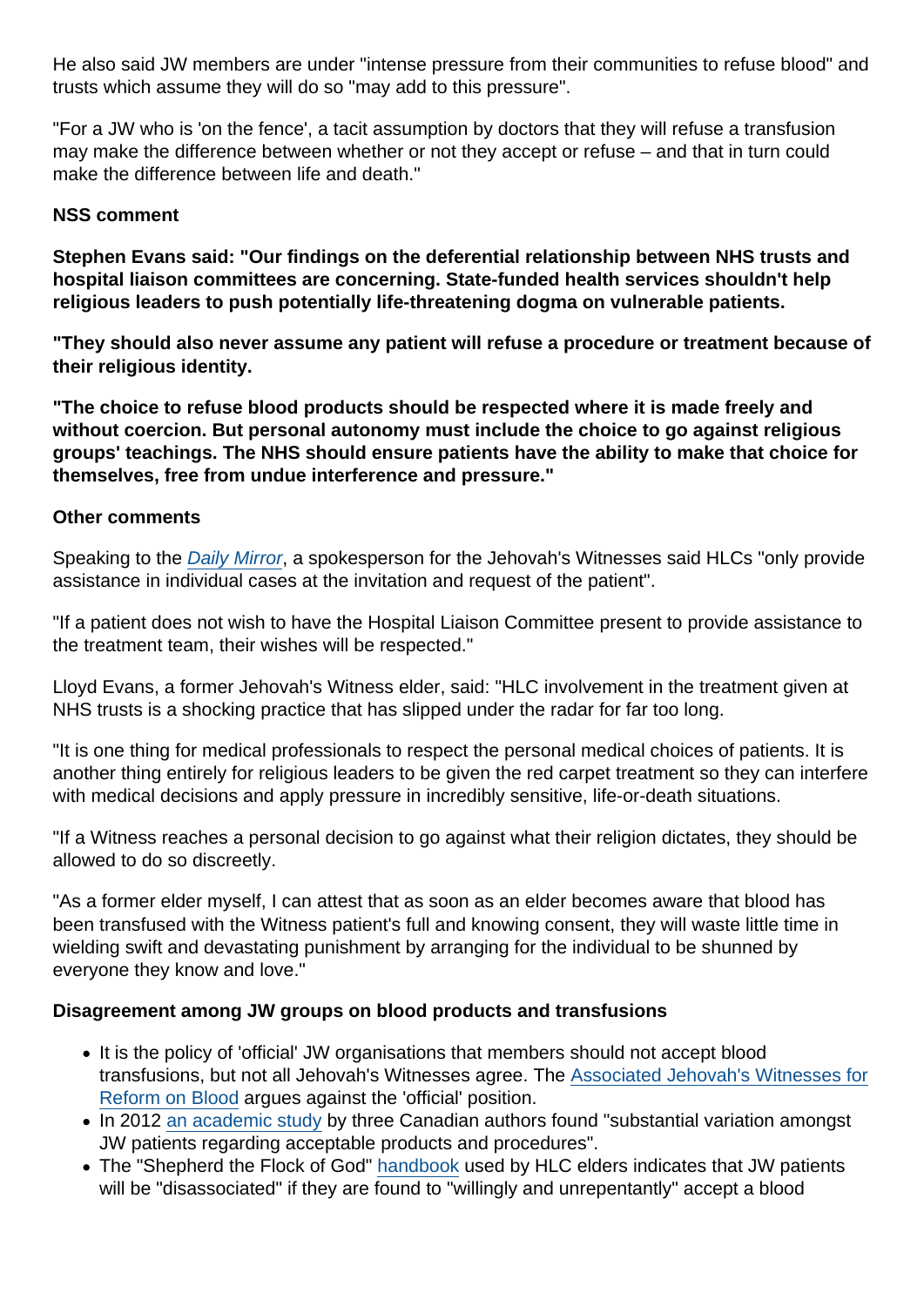He also said JW members are under "intense pressure from their communities to refuse blood" and trusts which assume they will do so "may add to this pressure".

"For a JW who is 'on the fence', a tacit assumption by doctors that they will refuse a transfusion may make the difference between whether or not they accept or refuse – and that in turn could make the difference between life and death."

**NSS comment**

**Stephen Evans said: "Our findings on the deferential relationship between NHS trusts and hospital liaison committees are concerning. State-funded health services shouldn't help religious leaders to push potentially life-threatening dogma on vulnerable patients.**

**"They should also never assume any patient will refuse a procedure or treatment because of their religious identity.**

**"The choice to refuse blood products should be respected where it is made freely and without coercion. But personal autonomy must include the choice to go against religious groups' teachings. The NHS should ensure patients have the ability to make that choice for themselves, free from undue interference and pressure."**

**Other comments**

Speaking to the *Daily Mirror*, a spokesperson for the Jehovah's Witnesses said HLCs "only provide assistance in individual cases at the invitation and request of the patient".

"If a patient does not wish to have the Hospital Liaison Committee present to provide assistance to the treatment team, their wishes will be respected."

Lloyd Evans, a former Jehovah's Witness elder, said: "HLC involvement in the treatment given at NHS trusts is a shocking practice that has slipped under the radar for far too long.

"It is one thing for medical professionals to respect the personal medical choices of patients. It is another thing entirely for religious leaders to be given the red carpet treatment so they can interfere with medical decisions and apply pressure in incredibly sensitive, life-or-death situations.

"If a Witness reaches a personal decision to go against what their religion dictates, they should be allowed to do so discreetly.

"As a former elder myself, I can attest that as soon as an elder becomes aware that blood has been transfused with the Witness patient's full and knowing consent, they will waste little time in wielding swift and devastating punishment by arranging for the individual to be shunned by everyone they know and love."

**Disagreement among JW groups on blood products and transfusions**

- It is the policy of 'official' JW organisations that members should not accept blood transfusions, but not all Jehovah's Witnesses agree. The Associated Jehovah's Witnesses for Reform on Blood argues against the 'official' position.
- In 2012 an academic study by three Canadian authors found "substantial variation amongst JW patients regarding acceptable products and procedures".
- The "Shepherd the Flock of God" handbook used by HLC elders indicates that JW patients will be "disassociated" if they are found to "willingly and unrepentantly" accept a blood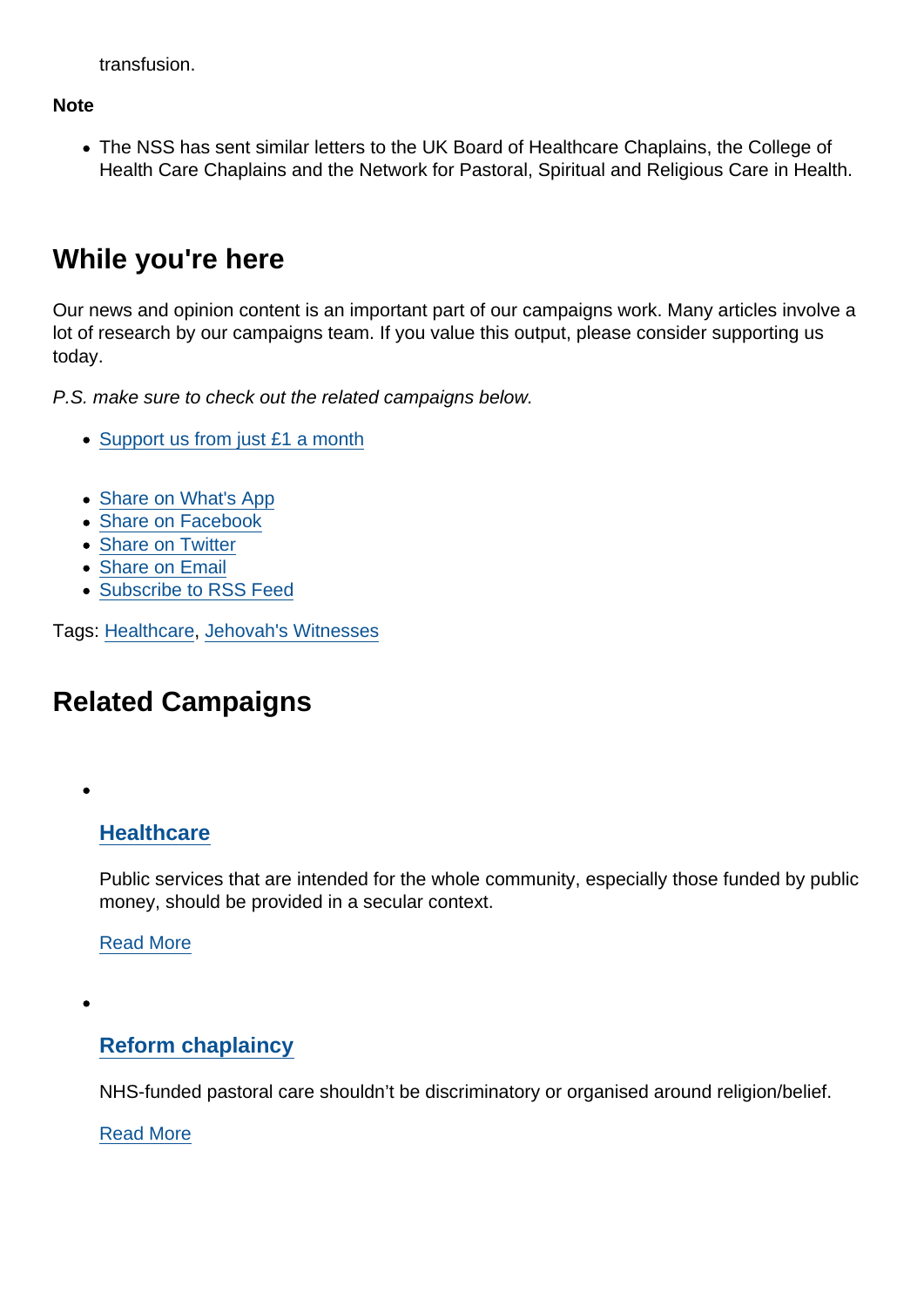transfusion.

**Note**

- The NSS has sent similar letters to the UK Board of Healthcare Chaplains, the College of Health Care Chaplains and the Network for Pastoral, Spiritual and Religious Care in Health.

## While you're here

Our news and opinion content is an important part of our campaigns work. Many articles involve a lot of research by our campaigns team. If you value this output, please consider supporting us today.

*P.S. make sure to check out the related campaigns below.*

- Support us from just £1 a month

- Share on What's App
- Share on Facebook
- Share on Twitter
- Share on Email
- Subscribe to RSS Feed

Tags: Healthcare, Jehovah's Witnesses

## Related Campaigns

- ### Healthcare

  Public services that are intended for the whole community, especially those funded by public money, should be provided in a secular context.

  Read More

- ### Reform chaplaincy

  NHS-funded pastoral care shouldn't be discriminatory or organised around religion/belief.

  Read More